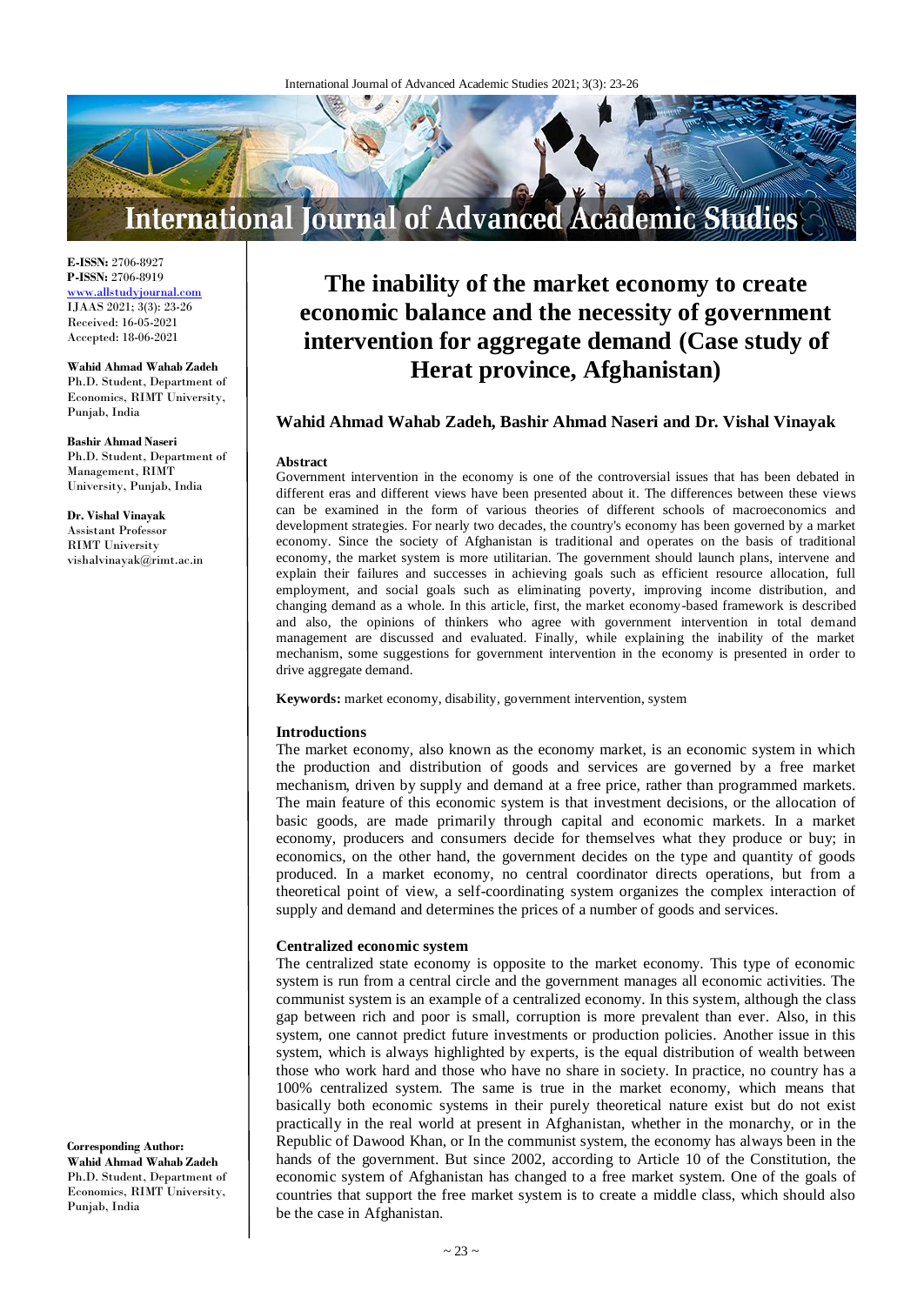E-ISSN: 2706-8927
P-ISSN: 2706-8919
www.allstudyjournal.com
IJAAS 2021; 3(3): 23-26
Received: 16-05-2021
Accepted: 18-06-2021

**Wahid Ahmad Wahab Zadeh**
Ph.D. Student, Department of Economics, RIMT University, Punjab, India

**Bashir Ahmad Naseri**
Ph.D. Student, Department of Management, RIMT University, Punjab, India

**Dr. Vishal Vinayak**
Assistant Professor
RIMT University
vishalvinayak@rimt.ac.in

**Corresponding Author:**
**Wahid Ahmad Wahab Zadeh**
Ph.D. Student, Department of Economics, RIMT University, Punjab, India

# The inability of the market economy to create economic balance and the necessity of government intervention for aggregate demand (Case study of Herat province, Afghanistan)

**Wahid Ahmad Wahab Zadeh, Bashir Ahmad Naseri and Dr. Vishal Vinayak**

**Abstract**

Government intervention in the economy is one of the controversial issues that has been debated in different eras and different views have been presented about it. The differences between these views can be examined in the form of various theories of different schools of macroeconomics and development strategies. For nearly two decades, the country's economy has been governed by a market economy. Since the society of Afghanistan is traditional and operates on the basis of traditional economy, the market system is more utilitarian. The government should launch plans, intervene and explain their failures and successes in achieving goals such as efficient resource allocation, full employment, and social goals such as eliminating poverty, improving income distribution, and changing demand as a whole. In this article, first, the market economy-based framework is described and also, the opinions of thinkers who agree with government intervention in total demand management are discussed and evaluated. Finally, while explaining the inability of the market mechanism, some suggestions for government intervention in the economy is presented in order to drive aggregate demand.

**Keywords:** market economy, disability, government intervention, system

## Introductions

The market economy, also known as the economy market, is an economic system in which the production and distribution of goods and services are governed by a free market mechanism, driven by supply and demand at a free price, rather than programmed markets. The main feature of this economic system is that investment decisions, or the allocation of basic goods, are made primarily through capital and economic markets. In a market economy, producers and consumers decide for themselves what they produce or buy; in economics, on the other hand, the government decides on the type and quantity of goods produced. In a market economy, no central coordinator directs operations, but from a theoretical point of view, a self-coordinating system organizes the complex interaction of supply and demand and determines the prices of a number of goods and services.

## Centralized economic system

The centralized state economy is opposite to the market economy. This type of economic system is run from a central circle and the government manages all economic activities. The communist system is an example of a centralized economy. In this system, although the class gap between rich and poor is small, corruption is more prevalent than ever. Also, in this system, one cannot predict future investments or production policies. Another issue in this system, which is always highlighted by experts, is the equal distribution of wealth between those who work hard and those who have no share in society. In practice, no country has a 100% centralized system. The same is true in the market economy, which means that basically both economic systems in their purely theoretical nature exist but do not exist practically in the real world at present in Afghanistan, whether in the monarchy, or in the Republic of Dawood Khan, or In the communist system, the economy has always been in the hands of the government. But since 2002, according to Article 10 of the Constitution, the economic system of Afghanistan has changed to a free market system. One of the goals of countries that support the free market system is to create a middle class, which should also be the case in Afghanistan.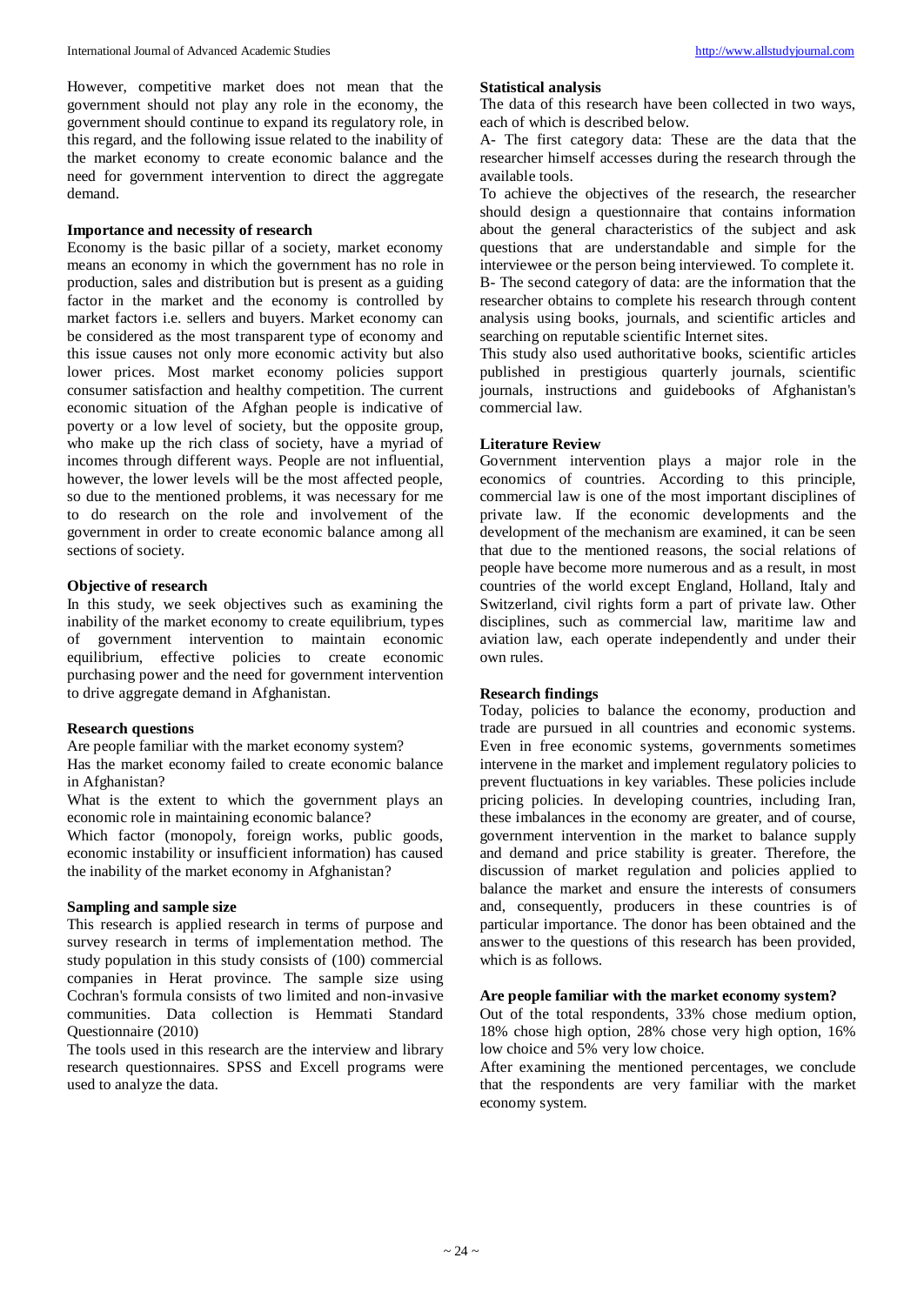However, competitive market does not mean that the government should not play any role in the economy, the government should continue to expand its regulatory role, in this regard, and the following issue related to the inability of the market economy to create economic balance and the need for government intervention to direct the aggregate demand.

**Importance and necessity of research**

Economy is the basic pillar of a society, market economy means an economy in which the government has no role in production, sales and distribution but is present as a guiding factor in the market and the economy is controlled by market factors i.e. sellers and buyers. Market economy can be considered as the most transparent type of economy and this issue causes not only more economic activity but also lower prices. Most market economy policies support consumer satisfaction and healthy competition. The current economic situation of the Afghan people is indicative of poverty or a low level of society, but the opposite group, who make up the rich class of society, have a myriad of incomes through different ways. People are not influential, however, the lower levels will be the most affected people, so due to the mentioned problems, it was necessary for me to do research on the role and involvement of the government in order to create economic balance among all sections of society.

**Objective of research**

In this study, we seek objectives such as examining the inability of the market economy to create equilibrium, types of government intervention to maintain economic equilibrium, effective policies to create economic purchasing power and the need for government intervention to drive aggregate demand in Afghanistan.

**Research questions**

Are people familiar with the market economy system?

Has the market economy failed to create economic balance in Afghanistan?

What is the extent to which the government plays an economic role in maintaining economic balance?

Which factor (monopoly, foreign works, public goods, economic instability or insufficient information) has caused the inability of the market economy in Afghanistan?

**Sampling and sample size**

This research is applied research in terms of purpose and survey research in terms of implementation method. The study population in this study consists of (100) commercial companies in Herat province. The sample size using Cochran's formula consists of two limited and non-invasive communities. Data collection is Hemmati Standard Questionnaire (2010)

The tools used in this research are the interview and library research questionnaires. SPSS and Excell programs were used to analyze the data.

**Statistical analysis**

The data of this research have been collected in two ways, each of which is described below.

A- The first category data: These are the data that the researcher himself accesses during the research through the available tools.

To achieve the objectives of the research, the researcher should design a questionnaire that contains information about the general characteristics of the subject and ask questions that are understandable and simple for the interviewee or the person being interviewed. To complete it.

B- The second category of data: are the information that the researcher obtains to complete his research through content analysis using books, journals, and scientific articles and searching on reputable scientific Internet sites.

This study also used authoritative books, scientific articles published in prestigious quarterly journals, scientific journals, instructions and guidebooks of Afghanistan's commercial law.

**Literature Review**

Government intervention plays a major role in the economics of countries. According to this principle, commercial law is one of the most important disciplines of private law. If the economic developments and the development of the mechanism are examined, it can be seen that due to the mentioned reasons, the social relations of people have become more numerous and as a result, in most countries of the world except England, Holland, Italy and Switzerland, civil rights form a part of private law. Other disciplines, such as commercial law, maritime law and aviation law, each operate independently and under their own rules.

**Research findings**

Today, policies to balance the economy, production and trade are pursued in all countries and economic systems. Even in free economic systems, governments sometimes intervene in the market and implement regulatory policies to prevent fluctuations in key variables. These policies include pricing policies. In developing countries, including Iran, these imbalances in the economy are greater, and of course, government intervention in the market to balance supply and demand and price stability is greater. Therefore, the discussion of market regulation and policies applied to balance the market and ensure the interests of consumers and, consequently, producers in these countries is of particular importance. The donor has been obtained and the answer to the questions of this research has been provided, which is as follows.

**Are people familiar with the market economy system?**

Out of the total respondents, 33% chose medium option, 18% chose high option, 28% chose very high option, 16% low choice and 5% very low choice.

After examining the mentioned percentages, we conclude that the respondents are very familiar with the market economy system.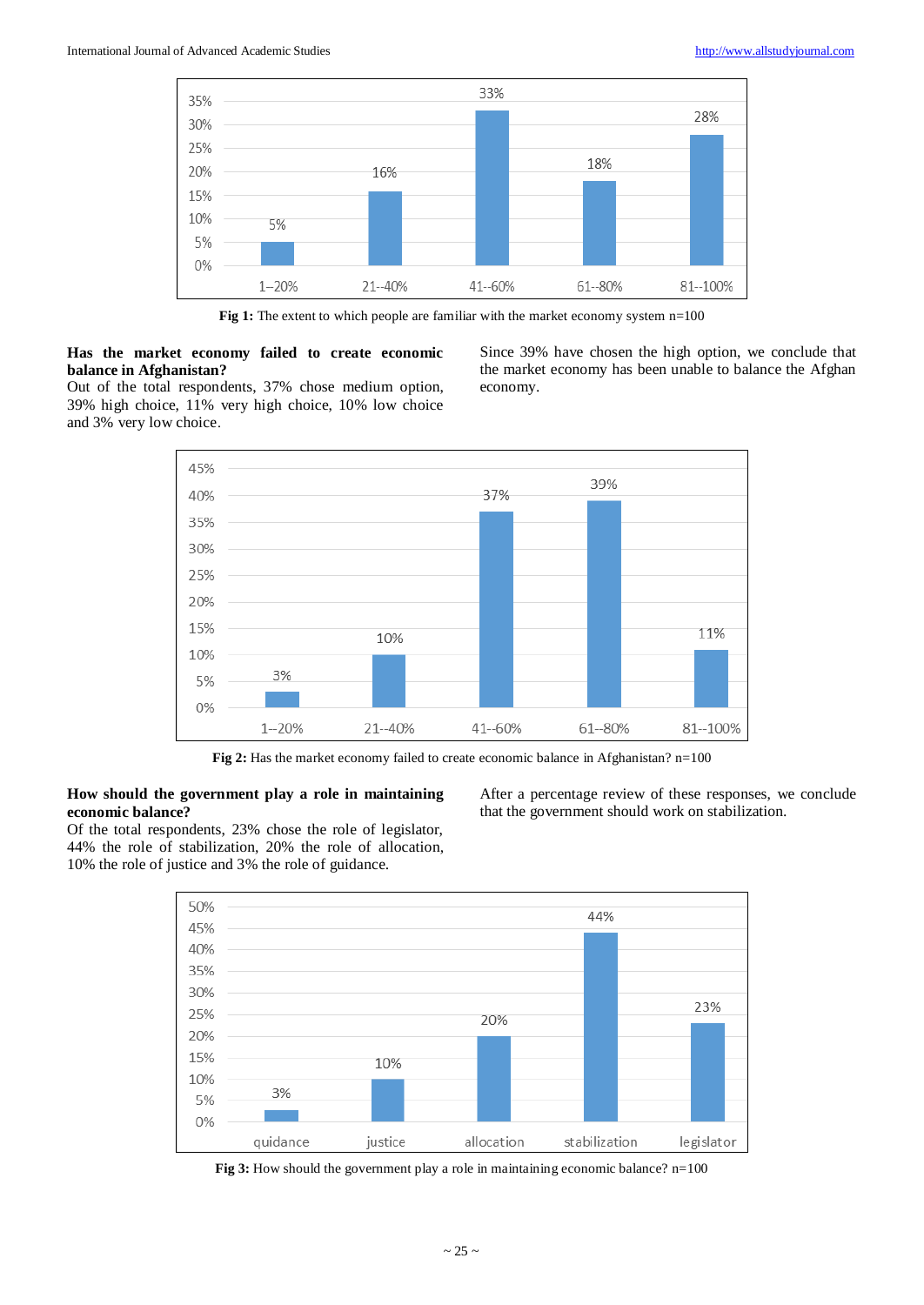Fig 1: The extent to which people are familiar with the market economy system n=100

| | 1--20% | 21--40% | 41--60% | 61--80% | 81--100% |
|---|---|---|---|---|---|
| | 5% | 16% | 33% | 18% | 28% |

**Has the market economy failed to create economic balance in Afghanistan?**

Out of the total respondents, 37% chose medium option, 39% high choice, 11% very high choice, 10% low choice and 3% very low choice.

Since 39% have chosen the high option, we conclude that the market economy has been unable to balance the Afghan economy.

| | 1--20% | 21--40% | 41--60% | 61--80% | 81--100% |
|---|---|---|---|---|---|
| | 3% | 10% | 37% | 39% | 11% |

**Fig 2:** Has the market economy failed to create economic balance in Afghanistan? n=100

**How should the government play a role in maintaining economic balance?**

Of the total respondents, 23% chose the role of legislator, 44% the role of stabilization, 20% the role of allocation, 10% the role of justice and 3% the role of guidance.

After a percentage review of these responses, we conclude that the government should work on stabilization.

| | guidance | justice | allocation | stabilization | legislator |
|---|---|---|---|---|---|
| | 3% | 10% | 20% | 44% | 23% |

**Fig 3:** How should the government play a role in maintaining economic balance? n=100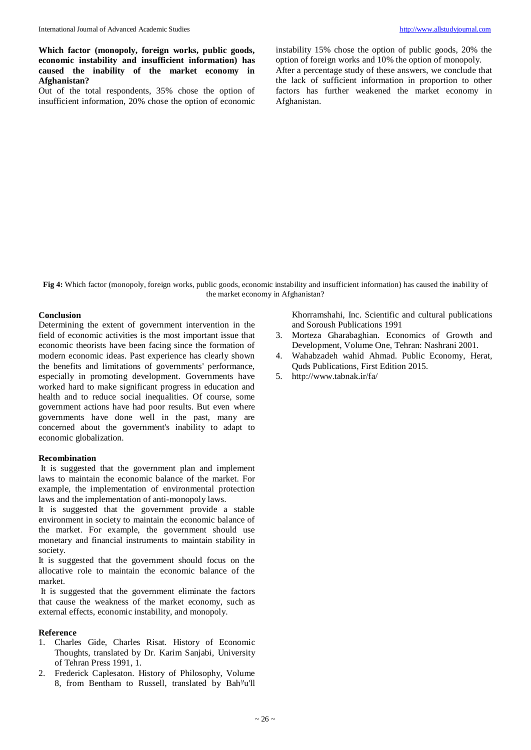**Which factor (monopoly, foreign works, public goods, economic instability and insufficient information) has caused the inability of the market economy in Afghanistan?**

Out of the total respondents, 35% chose the option of insufficient information, 20% chose the option of economic instability 15% chose the option of public goods, 20% the option of foreign works and 10% the option of monopoly.

After a percentage study of these answers, we conclude that the lack of sufficient information in proportion to other factors has further weakened the market economy in Afghanistan.

**Fig 4:** Which factor (monopoly, foreign works, public goods, economic instability and insufficient information) has caused the inability of the market economy in Afghanistan?

## Conclusion

Determining the extent of government intervention in the field of economic activities is the most important issue that economic theorists have been facing since the formation of modern economic ideas. Past experience has clearly shown the benefits and limitations of governments' performance, especially in promoting development. Governments have worked hard to make significant progress in education and health and to reduce social inequalities. Of course, some government actions have had poor results. But even where governments have done well in the past, many are concerned about the government's inability to adapt to economic globalization.

## Recombination

It is suggested that the government plan and implement laws to maintain the economic balance of the market. For example, the implementation of environmental protection laws and the implementation of anti-monopoly laws.

It is suggested that the government provide a stable environment in society to maintain the economic balance of the market. For example, the government should use monetary and financial instruments to maintain stability in society.

It is suggested that the government should focus on the allocative role to maintain the economic balance of the market.

It is suggested that the government eliminate the factors that cause the weakness of the market economy, such as external effects, economic instability, and monopoly.

## Reference

1. Charles Gide, Charles Risat. History of Economic Thoughts, translated by Dr. Karim Sanjabi, University of Tehran Press 1991, 1.
2. Frederick Caplesaton. History of Philosophy, Volume 8, from Bentham to Russell, translated by Bah'u'll Khorramshahi, Inc. Scientific and cultural publications and Soroush Publications 1991
3. Morteza Gharabaghian. Economics of Growth and Development, Volume One, Tehran: Nashrani 2001.
4. Wahabzadeh wahid Ahmad. Public Economy, Herat, Quds Publications, First Edition 2015.
5. http://www.tabnak.ir/fa/